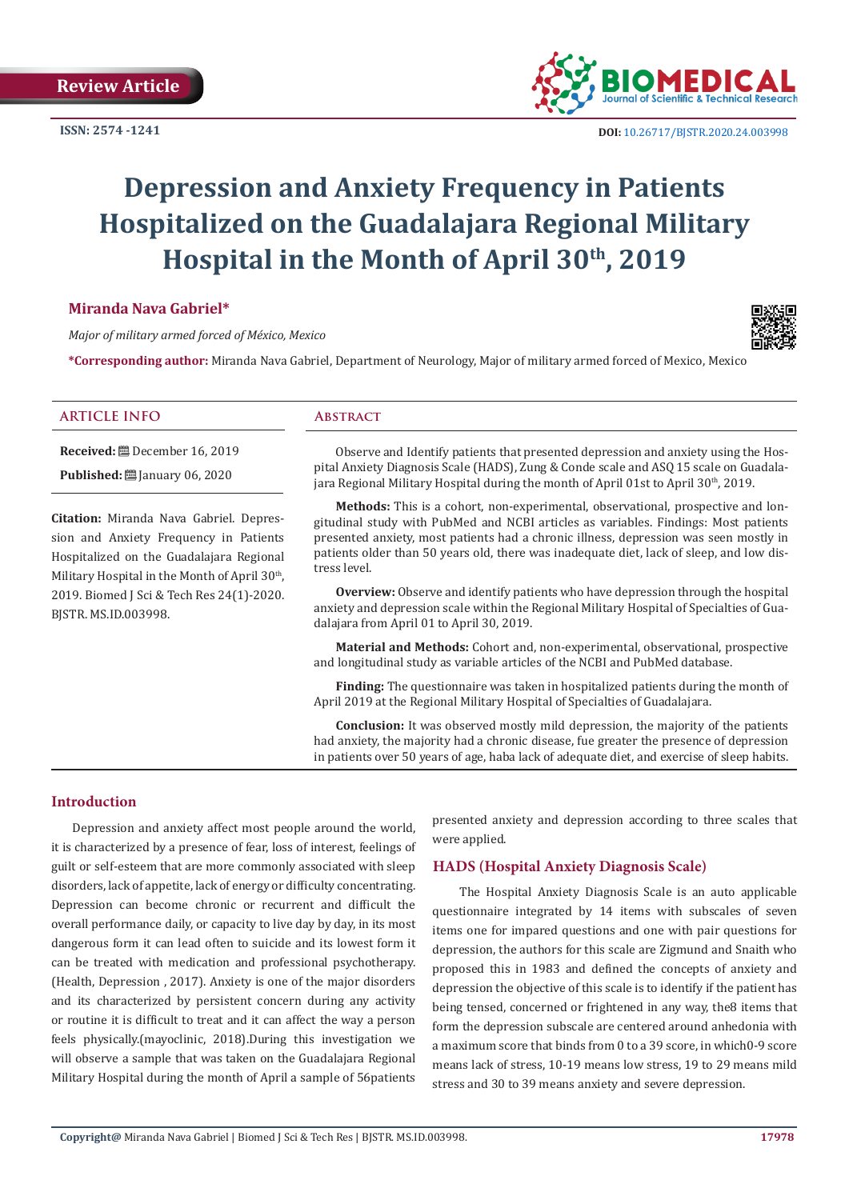Review Article

ISSN: 2574 -1241

DOI: 10.26717/BJSTR.2020.24.003998

# Depression and Anxiety Frequency in Patients Hospitalized on the Guadalajara Regional Military Hospital in the Month of April 30th, 2019

**Miranda Nava Gabriel***

*Major of military armed forced of México, Mexico*

***Corresponding author:** Miranda Nava Gabriel, Department of Neurology, Major of military armed forced of Mexico, Mexico

## ARTICLE INFO

**Received:** December 16, 2019

**Published:** January 06, 2020

**Citation:** Miranda Nava Gabriel. Depression and Anxiety Frequency in Patients Hospitalized on the Guadalajara Regional Military Hospital in the Month of April 30th, 2019. Biomed J Sci & Tech Res 24(1)-2020. BJSTR. MS.ID.003998.

## Abstract

Observe and Identify patients that presented depression and anxiety using the Hospital Anxiety Diagnosis Scale (HADS), Zung & Conde scale and ASQ 15 scale on Guadalajara Regional Military Hospital during the month of April 01st to April 30th, 2019.

**Methods:** This is a cohort, non-experimental, observational, prospective and longitudinal study with PubMed and NCBI articles as variables. Findings: Most patients presented anxiety, most patients had a chronic illness, depression was seen mostly in patients older than 50 years old, there was inadequate diet, lack of sleep, and low distress level.

**Overview:** Observe and identify patients who have depression through the hospital anxiety and depression scale within the Regional Military Hospital of Specialties of Guadalajara from April 01 to April 30, 2019.

**Material and Methods:** Cohort and, non-experimental, observational, prospective and longitudinal study as variable articles of the NCBI and PubMed database.

**Finding:** The questionnaire was taken in hospitalized patients during the month of April 2019 at the Regional Military Hospital of Specialties of Guadalajara.

**Conclusion:** It was observed mostly mild depression, the majority of the patients had anxiety, the majority had a chronic disease, fue greater the presence of depression in patients over 50 years of age, haba lack of adequate diet, and exercise of sleep habits.

## Introduction

Depression and anxiety affect most people around the world, it is characterized by a presence of fear, loss of interest, feelings of guilt or self-esteem that are more commonly associated with sleep disorders, lack of appetite, lack of energy or difficulty concentrating. Depression can become chronic or recurrent and difficult the overall performance daily, or capacity to live day by day, in its most dangerous form it can lead often to suicide and its lowest form it can be treated with medication and professional psychotherapy. (Health, Depression , 2017). Anxiety is one of the major disorders and its characterized by persistent concern during any activity or routine it is difficult to treat and it can affect the way a person feels physically.(mayoclinic, 2018).During this investigation we will observe a sample that was taken on the Guadalajara Regional Military Hospital during the month of April a sample of 56patients presented anxiety and depression according to three scales that were applied.

### HADS (Hospital Anxiety Diagnosis Scale)

The Hospital Anxiety Diagnosis Scale is an auto applicable questionnaire integrated by 14 items with subscales of seven items one for impared questions and one with pair questions for depression, the authors for this scale are Zigmund and Snaith who proposed this in 1983 and defined the concepts of anxiety and depression the objective of this scale is to identify if the patient has being tensed, concerned or frightened in any way, the8 items that form the depression subscale are centered around anhedonia with a maximum score that binds from 0 to a 39 score, in which0-9 score means lack of stress, 10-19 means low stress, 19 to 29 means mild stress and 30 to 39 means anxiety and severe depression.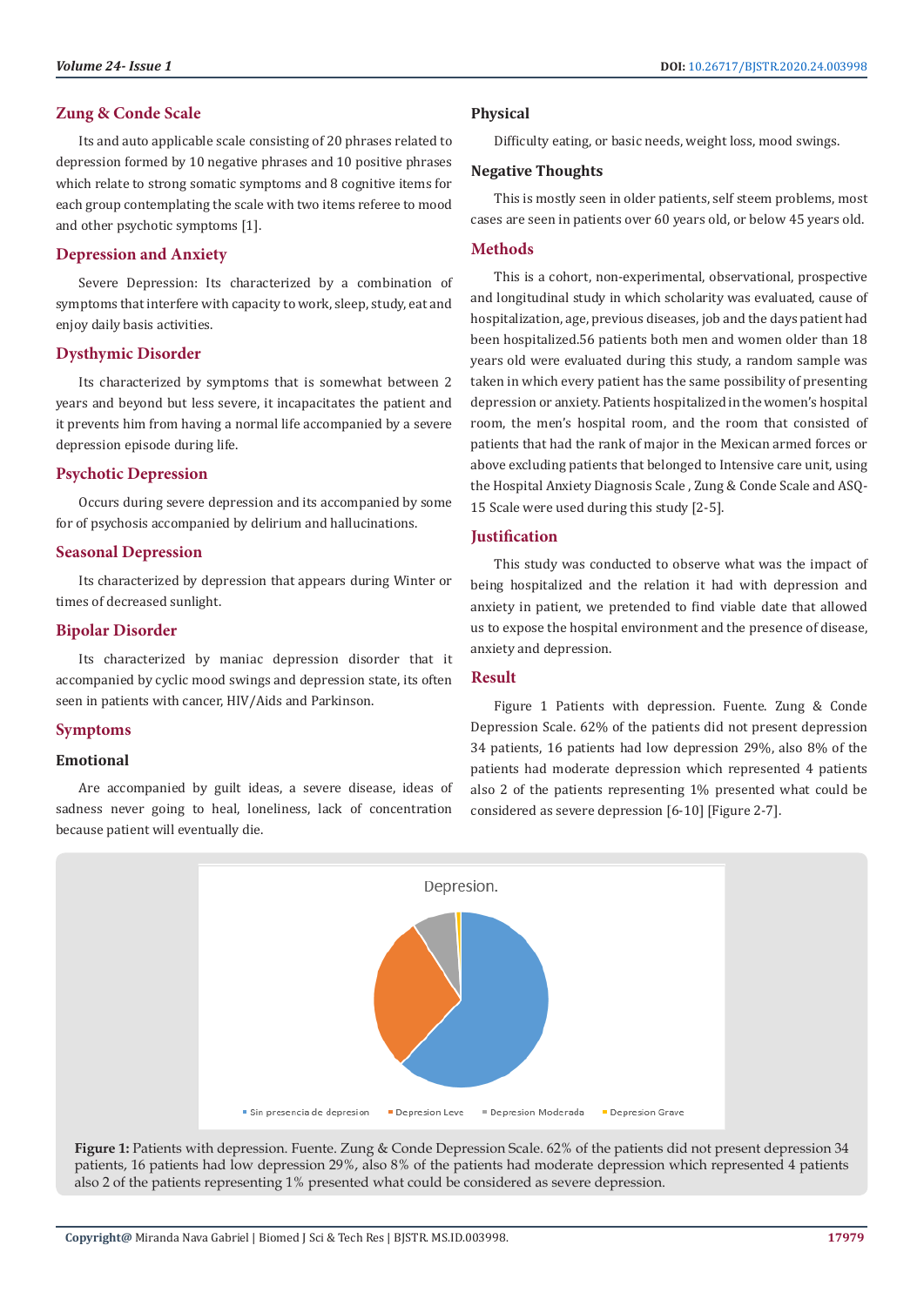## Zung & Conde Scale

Its and auto applicable scale consisting of 20 phrases related to depression formed by 10 negative phrases and 10 positive phrases which relate to strong somatic symptoms and 8 cognitive items for each group contemplating the scale with two items referee to mood and other psychotic symptoms [1].

## Depression and Anxiety

Severe Depression: Its characterized by a combination of symptoms that interfere with capacity to work, sleep, study, eat and enjoy daily basis activities.

## Dysthymic Disorder

Its characterized by symptoms that is somewhat between 2 years and beyond but less severe, it incapacitates the patient and it prevents him from having a normal life accompanied by a severe depression episode during life.

## Psychotic Depression

Occurs during severe depression and its accompanied by some for of psychosis accompanied by delirium and hallucinations.

## Seasonal Depression

Its characterized by depression that appears during Winter or times of decreased sunlight.

## Bipolar Disorder

Its characterized by maniac depression disorder that it accompanied by cyclic mood swings and depression state, its often seen in patients with cancer, HIV/Aids and Parkinson.

## Symptoms

### Emotional

Are accompanied by guilt ideas, a severe disease, ideas of sadness never going to heal, loneliness, lack of concentration because patient will eventually die.

### Physical

Difficulty eating, or basic needs, weight loss, mood swings.

### Negative Thoughts

This is mostly seen in older patients, self steem problems, most cases are seen in patients over 60 years old, or below 45 years old.

## Methods

This is a cohort, non-experimental, observational, prospective and longitudinal study in which scholarity was evaluated, cause of hospitalization, age, previous diseases, job and the days patient had been hospitalized.56 patients both men and women older than 18 years old were evaluated during this study, a random sample was taken in which every patient has the same possibility of presenting depression or anxiety. Patients hospitalized in the women's hospital room, the men's hospital room, and the room that consisted of patients that had the rank of major in the Mexican armed forces or above excluding patients that belonged to Intensive care unit, using the Hospital Anxiety Diagnosis Scale , Zung & Conde Scale and ASQ-15 Scale were used during this study [2-5].

## Justification

This study was conducted to observe what was the impact of being hospitalized and the relation it had with depression and anxiety in patient, we pretended to find viable date that allowed us to expose the hospital environment and the presence of disease, anxiety and depression.

## Result

Figure 1 Patients with depression. Fuente. Zung & Conde Depression Scale. 62% of the patients did not present depression 34 patients, 16 patients had low depression 29%, also 8% of the patients had moderate depression which represented 4 patients also 2 of the patients representing 1% presented what could be considered as severe depression [6-10] [Figure 2-7].

Depresion.

Sin presencia de depresion · Depresion Leve · Depresion Moderada · Depresion Grave

**Figure 1:** Patients with depression. Fuente. Zung & Conde Depression Scale. 62% of the patients did not present depression 34 patients, 16 patients had low depression 29%, also 8% of the patients had moderate depression which represented 4 patients also 2 of the patients representing 1% presented what could be considered as severe depression.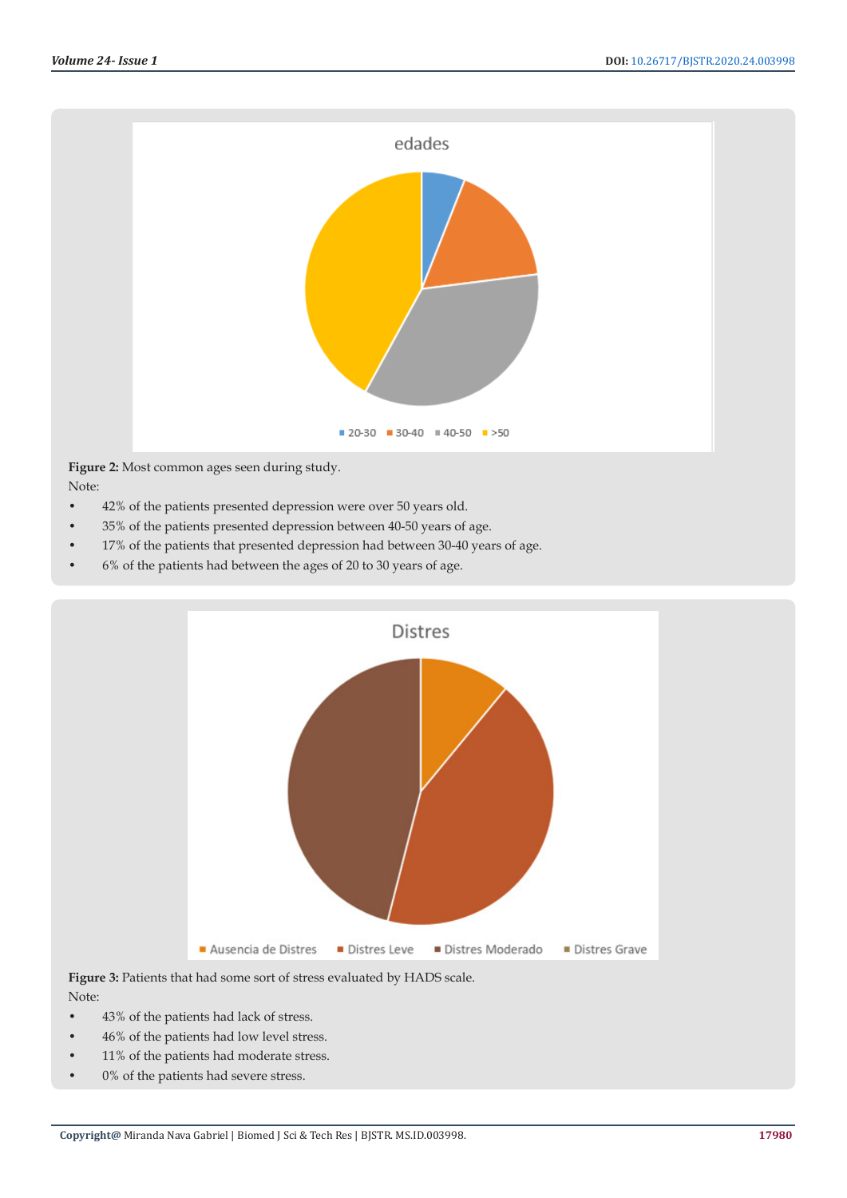**Figure 2:** Most common ages seen during study.

Note:

- 42% of the patients presented depression were over 50 years old.
- 35% of the patients presented depression between 40-50 years of age.
- 17% of the patients that presented depression had between 30-40 years of age.
- 6% of the patients had between the ages of 20 to 30 years of age.

**Figure 3:** Patients that had some sort of stress evaluated by HADS scale.

Note:

- 43% of the patients had lack of stress.
- 46% of the patients had low level stress.
- 11% of the patients had moderate stress.
- 0% of the patients had severe stress.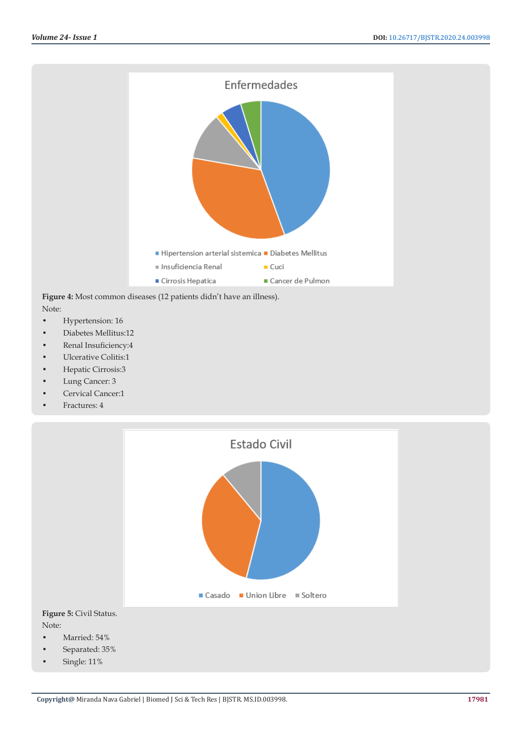Figure 4: Most common diseases (12 patients didn't have an illness).

Note:

- Hypertension: 16
- Diabetes Mellitus:12
- Renal Insuficiency:4
- Ulcerative Colitis:1
- Hepatic Cirrosis:3
- Lung Cancer: 3
- Cervical Cancer:1
- Fractures: 4

Figure 5: Civil Status.

Note:

- Married: 54%
- Separated: 35%
- Single: 11%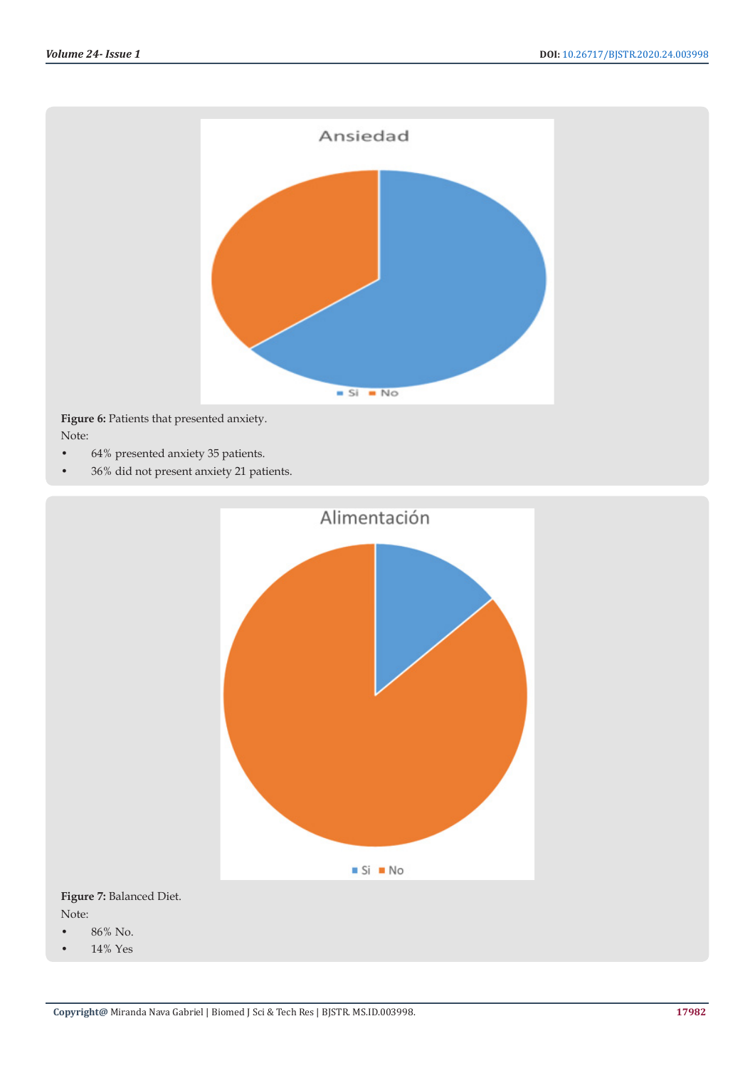**Figure 6:** Patients that presented anxiety.

Note:

- 64% presented anxiety 35 patients.
- 36% did not present anxiety 21 patients.

**Figure 7:** Balanced Diet.

Note:

- 86% No.
- 14% Yes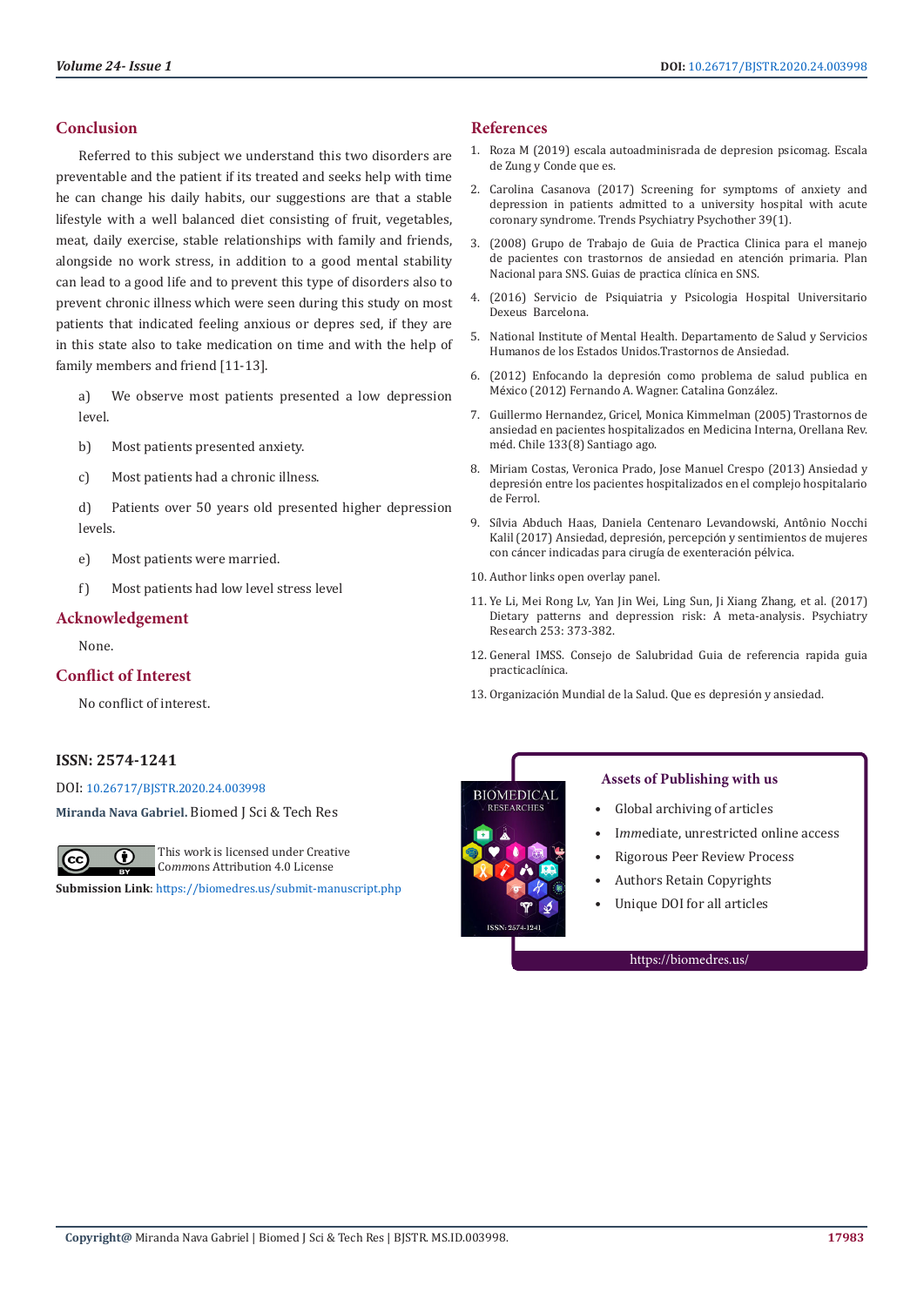## Conclusion

Referred to this subject we understand this two disorders are preventable and the patient if its treated and seeks help with time he can change his daily habits, our suggestions are that a stable lifestyle with a well balanced diet consisting of fruit, vegetables, meat, daily exercise, stable relationships with family and friends, alongside no work stress, in addition to a good mental stability can lead to a good life and to prevent this type of disorders also to prevent chronic illness which were seen during this study on most patients that indicated feeling anxious or depres sed, if they are in this state also to take medication on time and with the help of family members and friend [11-13].

a) We observe most patients presented a low depression level.

b) Most patients presented anxiety.

c) Most patients had a chronic illness.

d) Patients over 50 years old presented higher depression levels.

e) Most patients were married.

f) Most patients had low level stress level

## Acknowledgement

None.

## Conflict of Interest

No conflict of interest.

## References

1. Roza M (2019) escala autoadminisrada de depresion psicomag. Escala de Zung y Conde que es.
2. Carolina Casanova (2017) Screening for symptoms of anxiety and depression in patients admitted to a university hospital with acute coronary syndrome. Trends Psychiatry Psychother 39(1).
3. (2008) Grupo de Trabajo de Guia de Practica Clinica para el manejo de pacientes con trastornos de ansiedad en atención primaria. Plan Nacional para SNS. Guias de practica clínica en SNS.
4. (2016) Servicio de Psiquiatria y Psicologia Hospital Universitario Dexeus Barcelona.
5. National Institute of Mental Health. Departamento de Salud y Servicios Humanos de los Estados Unidos.Trastornos de Ansiedad.
6. (2012) Enfocando la depresión como problema de salud publica en México (2012) Fernando A. Wagner. Catalina González.
7. Guillermo Hernandez, Gricel, Monica Kimmelman (2005) Trastornos de ansiedad en pacientes hospitalizados en Medicina Interna, Orellana Rev. méd. Chile 133(8) Santiago ago.
8. Miriam Costas, Veronica Prado, Jose Manuel Crespo (2013) Ansiedad y depresión entre los pacientes hospitalizados en el complejo hospitalario de Ferrol.
9. Sílvia Abduch Haas, Daniela Centenaro Levandowski, Antônio Nocchi Kalil (2017) Ansiedad, depresión, percepción y sentimientos de mujeres con cáncer indicadas para cirugía de exenteración pélvica.
10. Author links open overlay panel.
11. Ye Li, Mei Rong Lv, Yan Jin Wei, Ling Sun, Ji Xiang Zhang, et al. (2017) Dietary patterns and depression risk: A meta-analysis. Psychiatry Research 253: 373-382.
12. General IMSS. Consejo de Salubridad Guia de referencia rapida guia practicaclínica.
13. Organización Mundial de la Salud. Que es depresión y ansiedad.

**ISSN: 2574-1241**

DOI: 10.26717/BJSTR.2020.24.003998

**Miranda Nava Gabriel.** Biomed J Sci & Tech Res

This work is licensed under Creative Commons Attribution 4.0 License

**Submission Link**: https://biomedres.us/submit-manuscript.php

**Assets of Publishing with us**

- Global archiving of articles
- Immediate, unrestricted online access
- Rigorous Peer Review Process
- Authors Retain Copyrights
- Unique DOI for all articles

https://biomedres.us/